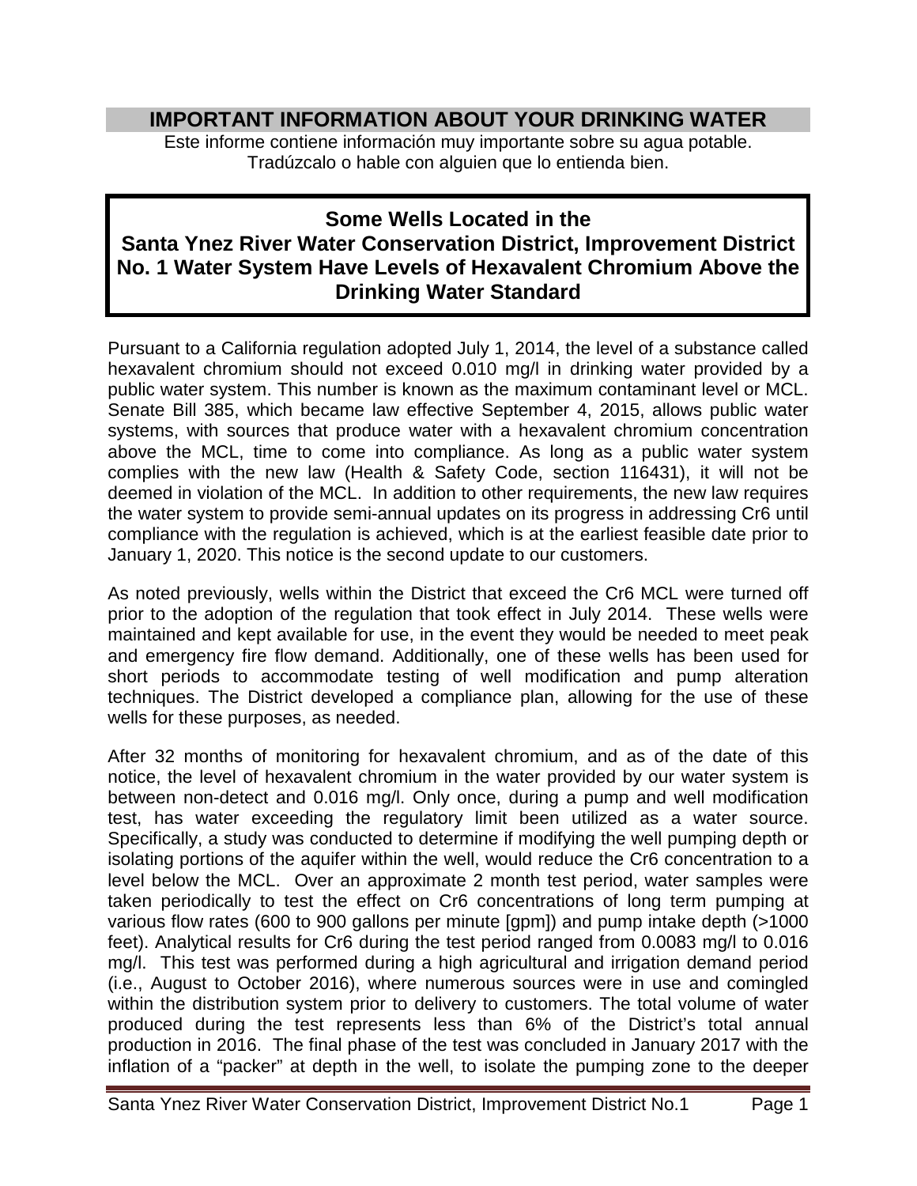# IMPORTANT INFORMATION ABOUT YOUR DRINKING WATER

Este informe contiene información muy importante sobre su agua potable.
Tradúzcalo o hable con alguien que lo entienda bien.

## Some Wells Located in the Santa Ynez River Water Conservation District, Improvement District No. 1 Water System Have Levels of Hexavalent Chromium Above the Drinking Water Standard

Pursuant to a California regulation adopted July 1, 2014, the level of a substance called hexavalent chromium should not exceed 0.010 mg/l in drinking water provided by a public water system. This number is known as the maximum contaminant level or MCL. Senate Bill 385, which became law effective September 4, 2015, allows public water systems, with sources that produce water with a hexavalent chromium concentration above the MCL, time to come into compliance. As long as a public water system complies with the new law (Health & Safety Code, section 116431), it will not be deemed in violation of the MCL. In addition to other requirements, the new law requires the water system to provide semi-annual updates on its progress in addressing Cr6 until compliance with the regulation is achieved, which is at the earliest feasible date prior to January 1, 2020. This notice is the second update to our customers.

As noted previously, wells within the District that exceed the Cr6 MCL were turned off prior to the adoption of the regulation that took effect in July 2014. These wells were maintained and kept available for use, in the event they would be needed to meet peak and emergency fire flow demand. Additionally, one of these wells has been used for short periods to accommodate testing of well modification and pump alteration techniques. The District developed a compliance plan, allowing for the use of these wells for these purposes, as needed.

After 32 months of monitoring for hexavalent chromium, and as of the date of this notice, the level of hexavalent chromium in the water provided by our water system is between non-detect and 0.016 mg/l. Only once, during a pump and well modification test, has water exceeding the regulatory limit been utilized as a water source. Specifically, a study was conducted to determine if modifying the well pumping depth or isolating portions of the aquifer within the well, would reduce the Cr6 concentration to a level below the MCL. Over an approximate 2 month test period, water samples were taken periodically to test the effect on Cr6 concentrations of long term pumping at various flow rates (600 to 900 gallons per minute [gpm]) and pump intake depth (>1000 feet). Analytical results for Cr6 during the test period ranged from 0.0083 mg/l to 0.016 mg/l. This test was performed during a high agricultural and irrigation demand period (i.e., August to October 2016), where numerous sources were in use and comingled within the distribution system prior to delivery to customers. The total volume of water produced during the test represents less than 6% of the District's total annual production in 2016. The final phase of the test was concluded in January 2017 with the inflation of a "packer" at depth in the well, to isolate the pumping zone to the deeper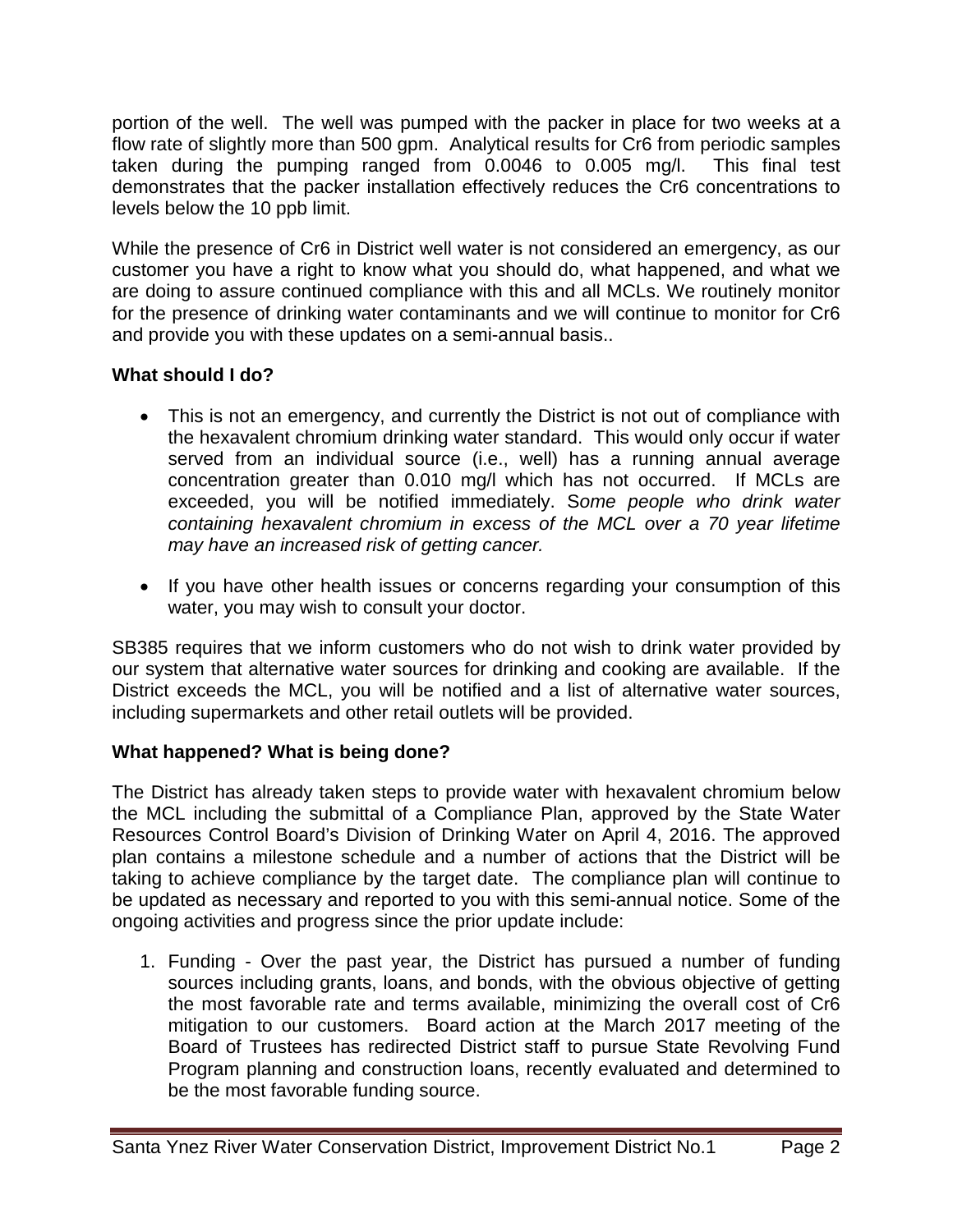portion of the well. The well was pumped with the packer in place for two weeks at a flow rate of slightly more than 500 gpm. Analytical results for Cr6 from periodic samples taken during the pumping ranged from 0.0046 to 0.005 mg/l. This final test demonstrates that the packer installation effectively reduces the Cr6 concentrations to levels below the 10 ppb limit.

While the presence of Cr6 in District well water is not considered an emergency, as our customer you have a right to know what you should do, what happened, and what we are doing to assure continued compliance with this and all MCLs. We routinely monitor for the presence of drinking water contaminants and we will continue to monitor for Cr6 and provide you with these updates on a semi-annual basis..

**What should I do?**

- This is not an emergency, and currently the District is not out of compliance with the hexavalent chromium drinking water standard. This would only occur if water served from an individual source (i.e., well) has a running annual average concentration greater than 0.010 mg/l which has not occurred. If MCLs are exceeded, you will be notified immediately. *Some people who drink water containing hexavalent chromium in excess of the MCL over a 70 year lifetime may have an increased risk of getting cancer.*

- If you have other health issues or concerns regarding your consumption of this water, you may wish to consult your doctor.

SB385 requires that we inform customers who do not wish to drink water provided by our system that alternative water sources for drinking and cooking are available. If the District exceeds the MCL, you will be notified and a list of alternative water sources, including supermarkets and other retail outlets will be provided.

**What happened? What is being done?**

The District has already taken steps to provide water with hexavalent chromium below the MCL including the submittal of a Compliance Plan, approved by the State Water Resources Control Board's Division of Drinking Water on April 4, 2016. The approved plan contains a milestone schedule and a number of actions that the District will be taking to achieve compliance by the target date. The compliance plan will continue to be updated as necessary and reported to you with this semi-annual notice. Some of the ongoing activities and progress since the prior update include:

1. Funding - Over the past year, the District has pursued a number of funding sources including grants, loans, and bonds, with the obvious objective of getting the most favorable rate and terms available, minimizing the overall cost of Cr6 mitigation to our customers. Board action at the March 2017 meeting of the Board of Trustees has redirected District staff to pursue State Revolving Fund Program planning and construction loans, recently evaluated and determined to be the most favorable funding source.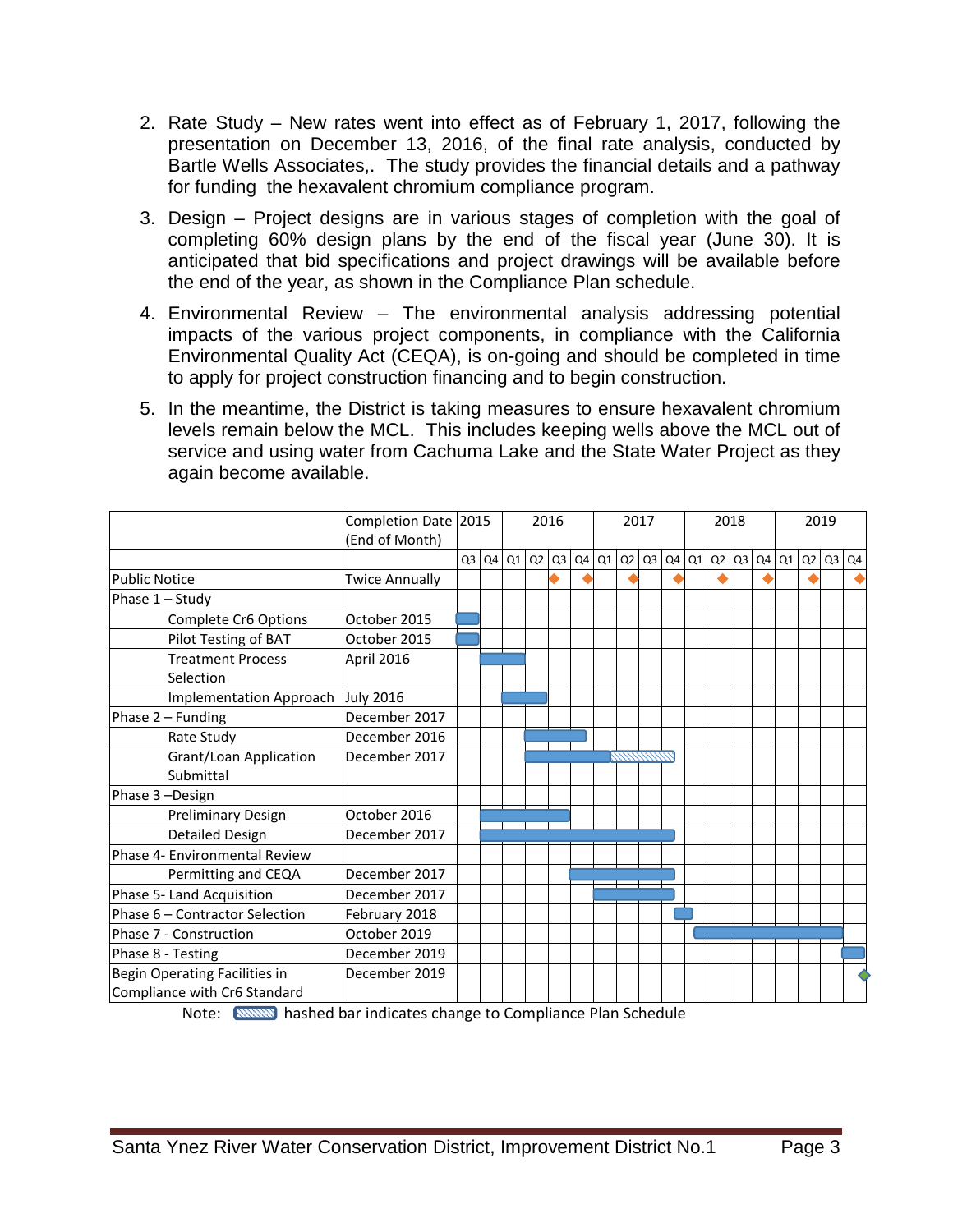2. Rate Study – New rates went into effect as of February 1, 2017, following the presentation on December 13, 2016, of the final rate analysis, conducted by Bartle Wells Associates,. The study provides the financial details and a pathway for funding the hexavalent chromium compliance program.

3. Design – Project designs are in various stages of completion with the goal of completing 60% design plans by the end of the fiscal year (June 30). It is anticipated that bid specifications and project drawings will be available before the end of the year, as shown in the Compliance Plan schedule.

4. Environmental Review – The environmental analysis addressing potential impacts of the various project components, in compliance with the California Environmental Quality Act (CEQA), is on-going and should be completed in time to apply for project construction financing and to begin construction.

5. In the meantime, the District is taking measures to ensure hexavalent chromium levels remain below the MCL. This includes keeping wells above the MCL out of service and using water from Cachuma Lake and the State Water Project as they again become available.

| | Completion Date (End of Month) | 2015 | | 2016 | | | | 2017 | | | | 2018 | | | | 2019 | | | |
|---|---|---|---|---|---|---|---|---|---|---|---|---|---|---|---|---|---|---|---|
| | | Q3 | Q4 | Q1 | Q2 | Q3 | Q4 | Q1 | Q2 | Q3 | Q4 | Q1 | Q2 | Q3 | Q4 | Q1 | Q2 | Q3 | Q4 |
| Public Notice | Twice Annually | | | | | ◆ | ◆ | | ◆ | | ◆ | | ◆ | | ◆ | | ◆ | | ◆ |
| Phase 1 – Study | | | | | | | | | | | | | | | | | | | |
| Complete Cr6 Options | October 2015 | ■ | | | | | | | | | | | | | | | | | |
| Pilot Testing of BAT | October 2015 | ■ | | | | | | | | | | | | | | | | | |
| Treatment Process Selection | April 2016 | | ■ | ■ | | | | | | | | | | | | | | | |
| Implementation Approach | July 2016 | | | ■ | ■ | | | | | | | | | | | | | | |
| Phase 2 – Funding | December 2017 | | | | | | | | | | | | | | | | | | |
| Rate Study | December 2016 | | | | ■ | ■ | ■ | | | | | | | | | | | | |
| Grant/Loan Application Submittal | December 2017 | | | | ■ | ■ | ■ | ■ | ▨ | ▨ | ▨ | | | | | | | | |
| Phase 3 –Design | | | | | | | | | | | | | | | | | | | |
| Preliminary Design | October 2016 | | ■ | ■ | ■ | ■ | | | | | | | | | | | | | |
| Detailed Design | December 2017 | | ■ | ■ | ■ | ■ | ■ | ■ | ■ | ■ | ■ | | | | | | | | |
| Phase 4- Environmental Review | | | | | | | | | | | | | | | | | | | |
| Permitting and CEQA | December 2017 | | | | | | ■ | ■ | ■ | ■ | ■ | | | | | | | | |
| Phase 5- Land Acquisition | December 2017 | | | | | | | ■ | ■ | ■ | ■ | | | | | | | | |
| Phase 6 – Contractor Selection | February 2018 | | | | | | | | | | ■ | ■ | | | | | | | |
| Phase 7 - Construction | October 2019 | | | | | | | | | | | ■ | ■ | ■ | ■ | ■ | ■ | ■ | |
| Phase 8 - Testing | December 2019 | | | | | | | | | | | | | | | | | | ■ |
| Begin Operating Facilities in Compliance with Cr6 Standard | December 2019 | | | | | | | | | | | | | | | | | | ◆ |

Note: ▨ hashed bar indicates change to Compliance Plan Schedule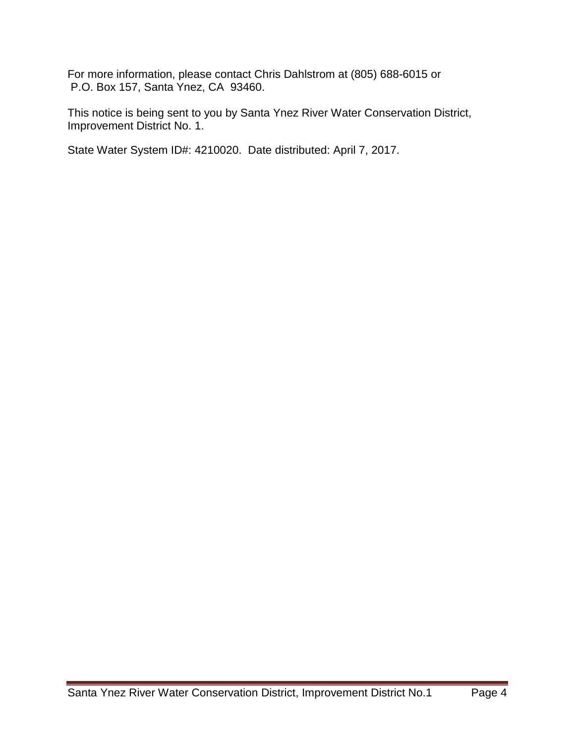For more information, please contact Chris Dahlstrom at (805) 688-6015 or P.O. Box 157, Santa Ynez, CA 93460.

This notice is being sent to you by Santa Ynez River Water Conservation District, Improvement District No. 1.

State Water System ID#: 4210020. Date distributed: April 7, 2017.